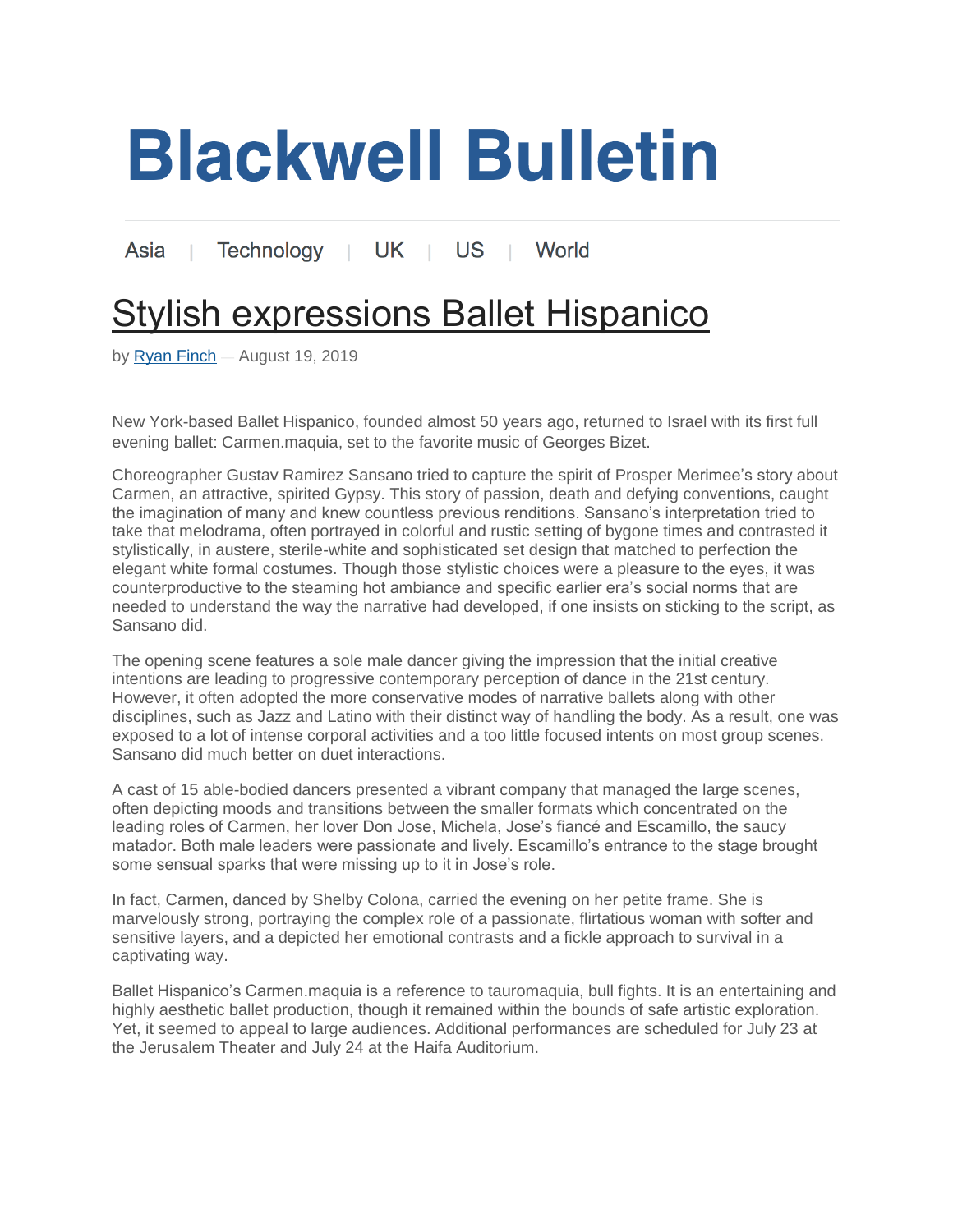# Blackwell Bulletin

Asia | Technology | UK | US | World

## Stylish expressions Ballet Hispanico

by Ryan Finch — August 19, 2019

New York-based Ballet Hispanico, founded almost 50 years ago, returned to Israel with its first full evening ballet: Carmen.maquia, set to the favorite music of Georges Bizet.

Choreographer Gustav Ramirez Sansano tried to capture the spirit of Prosper Merimee's story about Carmen, an attractive, spirited Gypsy. This story of passion, death and defying conventions, caught the imagination of many and knew countless previous renditions. Sansano's interpretation tried to take that melodrama, often portrayed in colorful and rustic setting of bygone times and contrasted it stylistically, in austere, sterile-white and sophisticated set design that matched to perfection the elegant white formal costumes. Though those stylistic choices were a pleasure to the eyes, it was counterproductive to the steaming hot ambiance and specific earlier era's social norms that are needed to understand the way the narrative had developed, if one insists on sticking to the script, as Sansano did.

The opening scene features a sole male dancer giving the impression that the initial creative intentions are leading to progressive contemporary perception of dance in the 21st century. However, it often adopted the more conservative modes of narrative ballets along with other disciplines, such as Jazz and Latino with their distinct way of handling the body. As a result, one was exposed to a lot of intense corporal activities and a too little focused intents on most group scenes. Sansano did much better on duet interactions.

A cast of 15 able-bodied dancers presented a vibrant company that managed the large scenes, often depicting moods and transitions between the smaller formats which concentrated on the leading roles of Carmen, her lover Don Jose, Michela, Jose's fiancé and Escamillo, the saucy matador. Both male leaders were passionate and lively. Escamillo's entrance to the stage brought some sensual sparks that were missing up to it in Jose's role.

In fact, Carmen, danced by Shelby Colona, carried the evening on her petite frame. She is marvelously strong, portraying the complex role of a passionate, flirtatious woman with softer and sensitive layers, and a depicted her emotional contrasts and a fickle approach to survival in a captivating way.

Ballet Hispanico's Carmen.maquia is a reference to tauromaquia, bull fights. It is an entertaining and highly aesthetic ballet production, though it remained within the bounds of safe artistic exploration. Yet, it seemed to appeal to large audiences. Additional performances are scheduled for July 23 at the Jerusalem Theater and July 24 at the Haifa Auditorium.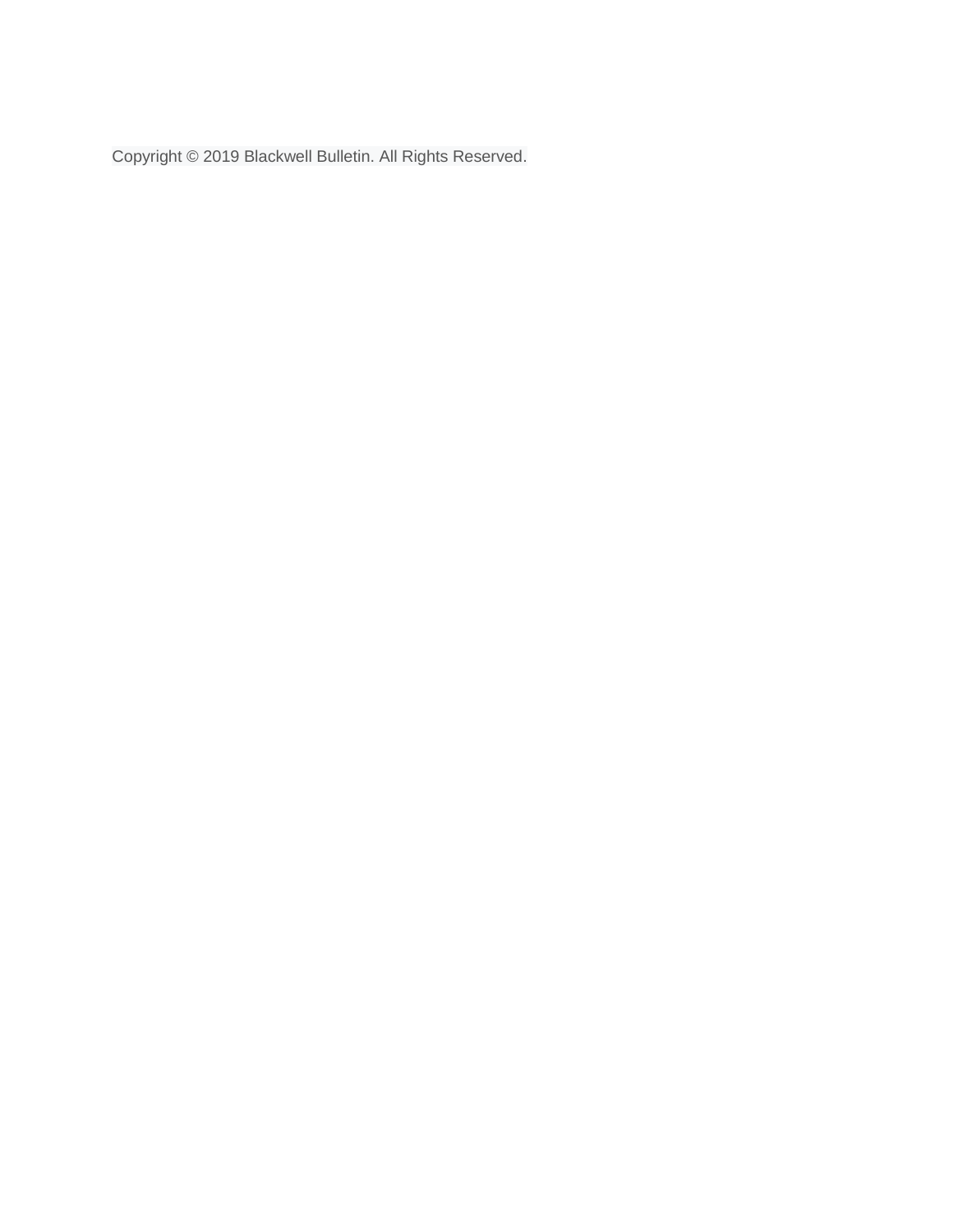Copyright © 2019 Blackwell Bulletin. All Rights Reserved.